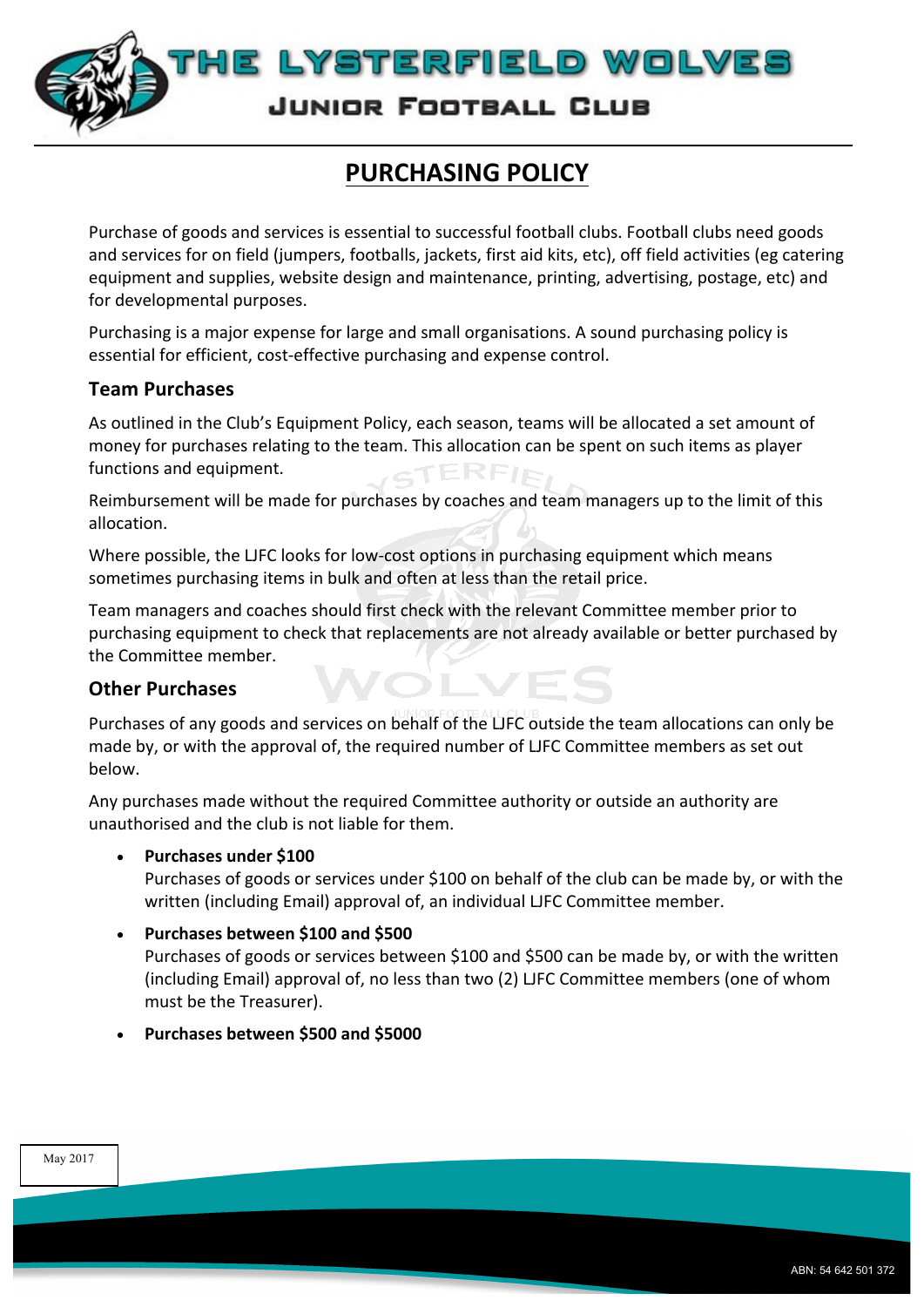# THE LYSTERFIELD WOLVES

## JUNIOR FOOTBALL CLUB

# PURCHASING POLICY

Purchase of goods and services is essential to successful football clubs. Football clubs need goods and services for on field (jumpers, footballs, jackets, first aid kits, etc), off field activities (eg catering equipment and supplies, website design and maintenance, printing, advertising, postage, etc) and for developmental purposes.

Purchasing is a major expense for large and small organisations. A sound purchasing policy is essential for efficient, cost-effective purchasing and expense control.

## Team Purchases

As outlined in the Club's Equipment Policy, each season, teams will be allocated a set amount of money for purchases relating to the team. This allocation can be spent on such items as player functions and equipment.

Reimbursement will be made for purchases by coaches and team managers up to the limit of this allocation.

Where possible, the LJFC looks for low-cost options in purchasing equipment which means sometimes purchasing items in bulk and often at less than the retail price.

Team managers and coaches should first check with the relevant Committee member prior to purchasing equipment to check that replacements are not already available or better purchased by the Committee member.

## Other Purchases

Purchases of any goods and services on behalf of the LJFC outside the team allocations can only be made by, or with the approval of, the required number of LJFC Committee members as set out below.

Any purchases made without the required Committee authority or outside an authority are unauthorised and the club is not liable for them.

- **Purchases under $100**
  Purchases of goods or services under $100 on behalf of the club can be made by, or with the written (including Email) approval of, an individual LJFC Committee member.
- **Purchases between $100 and $500**
  Purchases of goods or services between $100 and $500 can be made by, or with the written (including Email) approval of, no less than two (2) LJFC Committee members (one of whom must be the Treasurer).
- **Purchases between $500 and $5000**

May 2017

ABN: 54 642 501 372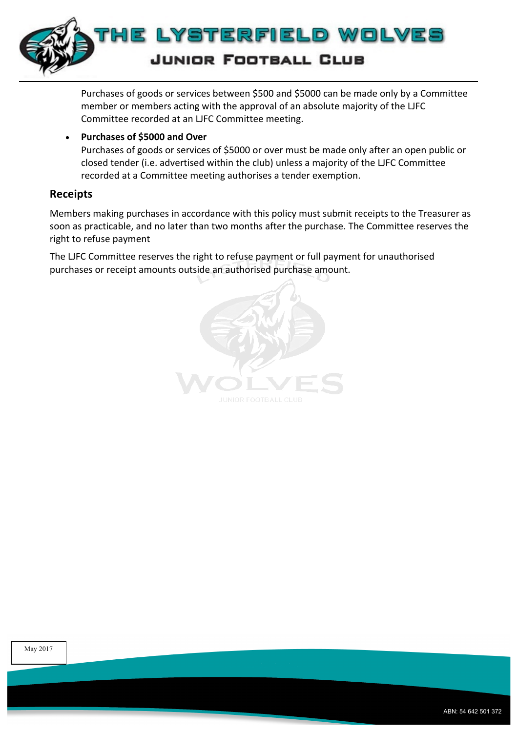Purchases of goods or services between $500 and $5000 can be made only by a Committee member or members acting with the approval of an absolute majority of the LJFC Committee recorded at an LJFC Committee meeting.

- **Purchases of $5000 and Over**
  Purchases of goods or services of $5000 or over must be made only after an open public or closed tender (i.e. advertised within the club) unless a majority of the LJFC Committee recorded at a Committee meeting authorises a tender exemption.

## Receipts

Members making purchases in accordance with this policy must submit receipts to the Treasurer as soon as practicable, and no later than two months after the purchase. The Committee reserves the right to refuse payment

The LJFC Committee reserves the right to refuse payment or full payment for unauthorised purchases or receipt amounts outside an authorised purchase amount.

May 2017